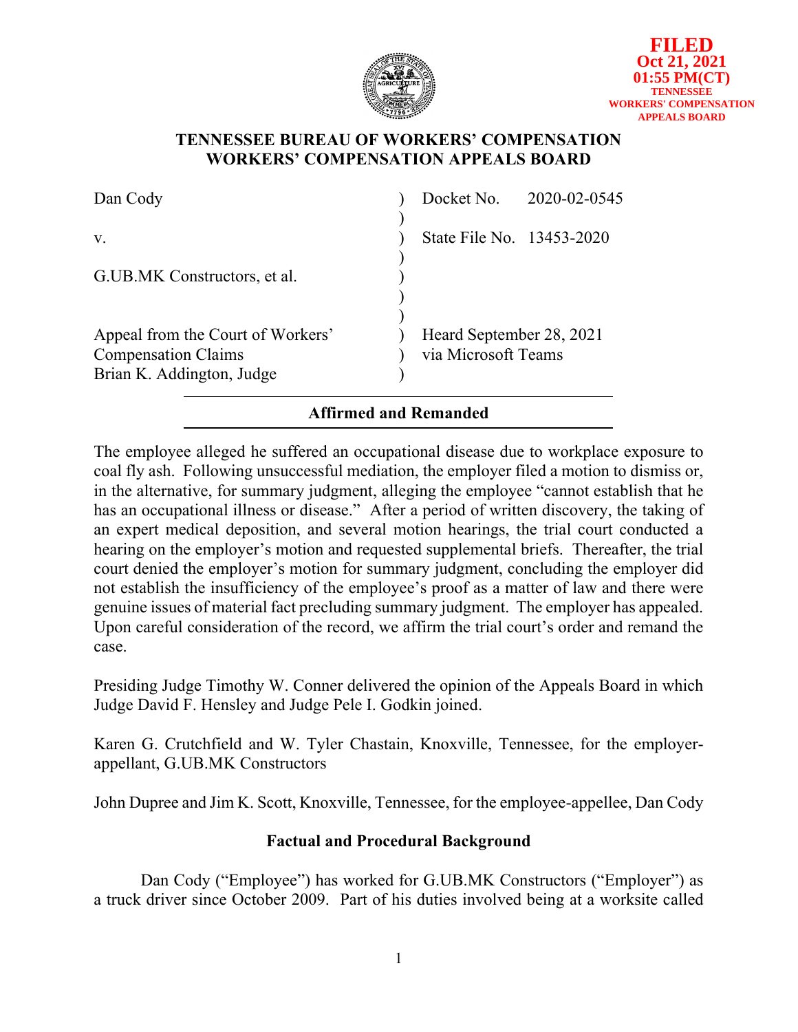FILED
Oct 21, 2021
01:55 PM(CT)
TENNESSEE
WORKERS' COMPENSATION
APPEALS BOARD

# TENNESSEE BUREAU OF WORKERS' COMPENSATION
# WORKERS' COMPENSATION APPEALS BOARD

| | | |
|---|---|---|
| Dan Cody | ) | Docket No. 2020-02-0545 |
| | ) | |
| v. | ) | State File No. 13453-2020 |
| | ) | |
| G.UB.MK Constructors, et al. | ) | |
| | ) | |
| | ) | |
| Appeal from the Court of Workers' Compensation Claims | ) | Heard September 28, 2021 via Microsoft Teams |
| Brian K. Addington, Judge | ) | |

**Affirmed and Remanded**

The employee alleged he suffered an occupational disease due to workplace exposure to coal fly ash. Following unsuccessful mediation, the employer filed a motion to dismiss or, in the alternative, for summary judgment, alleging the employee "cannot establish that he has an occupational illness or disease." After a period of written discovery, the taking of an expert medical deposition, and several motion hearings, the trial court conducted a hearing on the employer's motion and requested supplemental briefs. Thereafter, the trial court denied the employer's motion for summary judgment, concluding the employer did not establish the insufficiency of the employee's proof as a matter of law and there were genuine issues of material fact precluding summary judgment. The employer has appealed. Upon careful consideration of the record, we affirm the trial court's order and remand the case.

Presiding Judge Timothy W. Conner delivered the opinion of the Appeals Board in which Judge David F. Hensley and Judge Pele I. Godkin joined.

Karen G. Crutchfield and W. Tyler Chastain, Knoxville, Tennessee, for the employer-appellant, G.UB.MK Constructors

John Dupree and Jim K. Scott, Knoxville, Tennessee, for the employee-appellee, Dan Cody

## Factual and Procedural Background

Dan Cody ("Employee") has worked for G.UB.MK Constructors ("Employer") as a truck driver since October 2009. Part of his duties involved being at a worksite called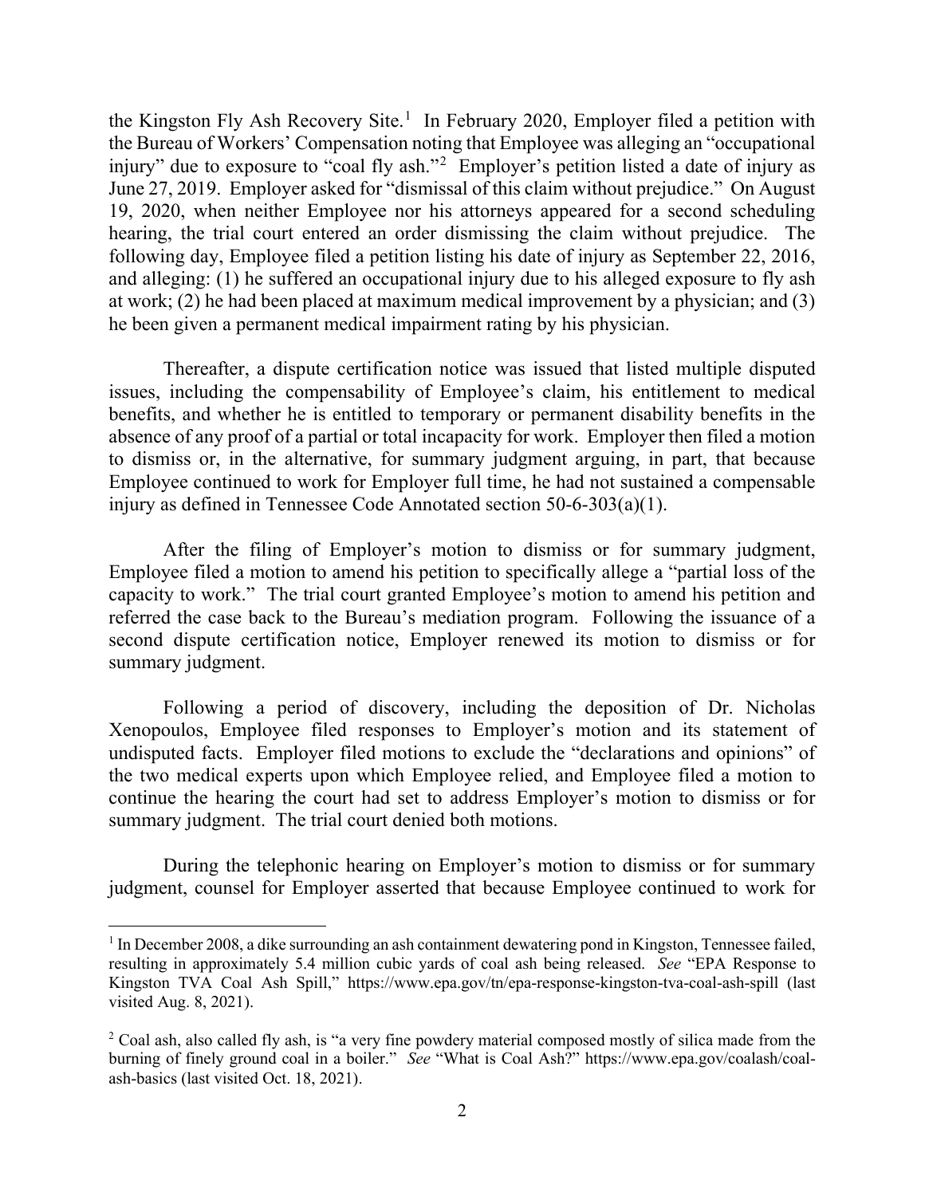the Kingston Fly Ash Recovery Site.[1] In February 2020, Employer filed a petition with the Bureau of Workers' Compensation noting that Employee was alleging an "occupational injury" due to exposure to "coal fly ash."[2] Employer's petition listed a date of injury as June 27, 2019. Employer asked for "dismissal of this claim without prejudice." On August 19, 2020, when neither Employee nor his attorneys appeared for a second scheduling hearing, the trial court entered an order dismissing the claim without prejudice. The following day, Employee filed a petition listing his date of injury as September 22, 2016, and alleging: (1) he suffered an occupational injury due to his alleged exposure to fly ash at work; (2) he had been placed at maximum medical improvement by a physician; and (3) he been given a permanent medical impairment rating by his physician.

Thereafter, a dispute certification notice was issued that listed multiple disputed issues, including the compensability of Employee's claim, his entitlement to medical benefits, and whether he is entitled to temporary or permanent disability benefits in the absence of any proof of a partial or total incapacity for work. Employer then filed a motion to dismiss or, in the alternative, for summary judgment arguing, in part, that because Employee continued to work for Employer full time, he had not sustained a compensable injury as defined in Tennessee Code Annotated section 50-6-303(a)(1).

After the filing of Employer's motion to dismiss or for summary judgment, Employee filed a motion to amend his petition to specifically allege a "partial loss of the capacity to work." The trial court granted Employee's motion to amend his petition and referred the case back to the Bureau's mediation program. Following the issuance of a second dispute certification notice, Employer renewed its motion to dismiss or for summary judgment.

Following a period of discovery, including the deposition of Dr. Nicholas Xenopoulos, Employee filed responses to Employer's motion and its statement of undisputed facts. Employer filed motions to exclude the "declarations and opinions" of the two medical experts upon which Employee relied, and Employee filed a motion to continue the hearing the court had set to address Employer's motion to dismiss or for summary judgment. The trial court denied both motions.

During the telephonic hearing on Employer's motion to dismiss or for summary judgment, counsel for Employer asserted that because Employee continued to work for

---

[1] In December 2008, a dike surrounding an ash containment dewatering pond in Kingston, Tennessee failed, resulting in approximately 5.4 million cubic yards of coal ash being released. *See* "EPA Response to Kingston TVA Coal Ash Spill," https://www.epa.gov/tn/epa-response-kingston-tva-coal-ash-spill (last visited Aug. 8, 2021).

[2] Coal ash, also called fly ash, is "a very fine powdery material composed mostly of silica made from the burning of finely ground coal in a boiler." *See* "What is Coal Ash?" https://www.epa.gov/coalash/coal-ash-basics (last visited Oct. 18, 2021).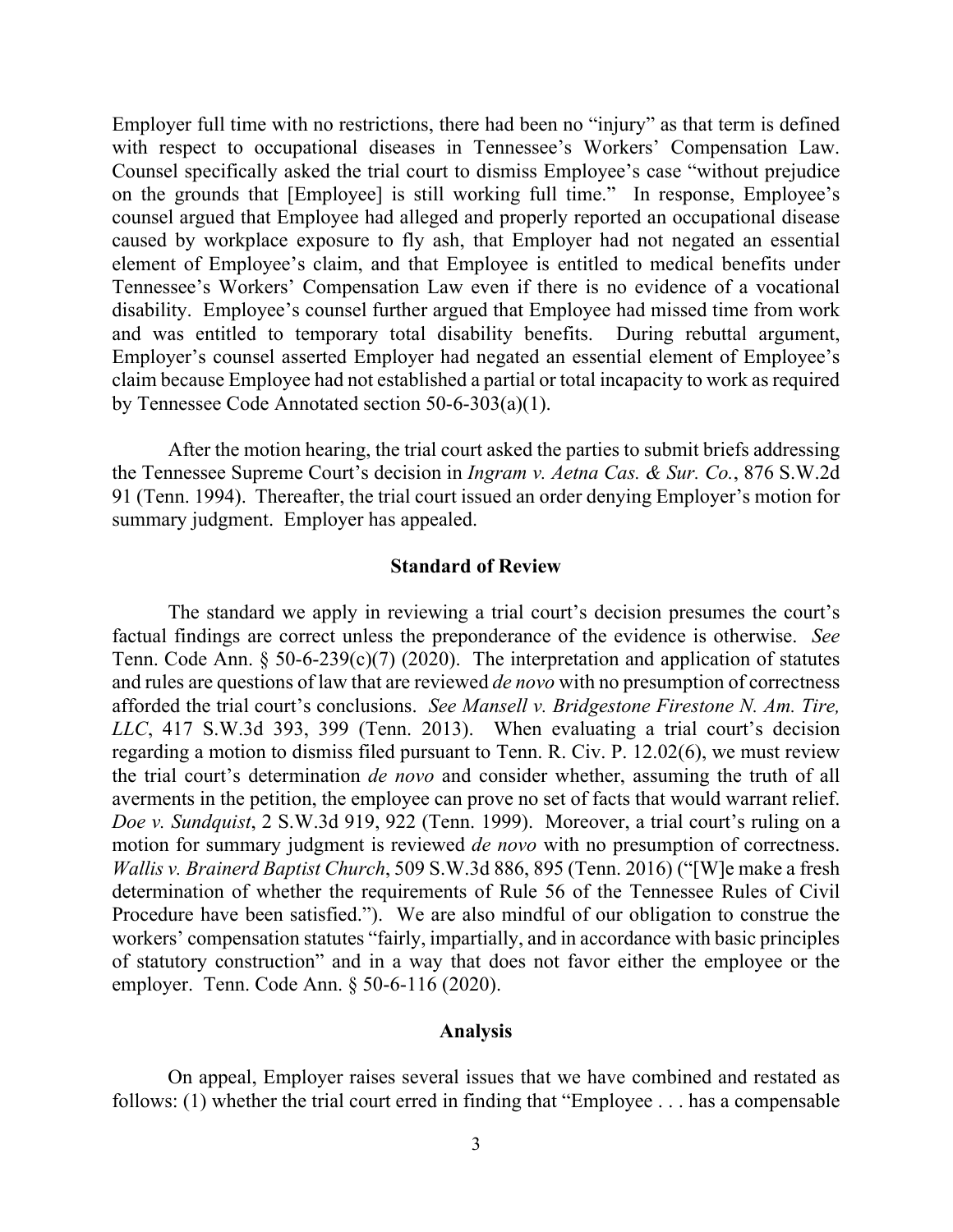Employer full time with no restrictions, there had been no "injury" as that term is defined with respect to occupational diseases in Tennessee's Workers' Compensation Law. Counsel specifically asked the trial court to dismiss Employee's case "without prejudice on the grounds that [Employee] is still working full time." In response, Employee's counsel argued that Employee had alleged and properly reported an occupational disease caused by workplace exposure to fly ash, that Employer had not negated an essential element of Employee's claim, and that Employee is entitled to medical benefits under Tennessee's Workers' Compensation Law even if there is no evidence of a vocational disability. Employee's counsel further argued that Employee had missed time from work and was entitled to temporary total disability benefits. During rebuttal argument, Employer's counsel asserted Employer had negated an essential element of Employee's claim because Employee had not established a partial or total incapacity to work as required by Tennessee Code Annotated section 50-6-303(a)(1).

After the motion hearing, the trial court asked the parties to submit briefs addressing the Tennessee Supreme Court's decision in *Ingram v. Aetna Cas. & Sur. Co.*, 876 S.W.2d 91 (Tenn. 1994). Thereafter, the trial court issued an order denying Employer's motion for summary judgment. Employer has appealed.

## Standard of Review

The standard we apply in reviewing a trial court's decision presumes the court's factual findings are correct unless the preponderance of the evidence is otherwise. *See* Tenn. Code Ann. § 50-6-239(c)(7) (2020). The interpretation and application of statutes and rules are questions of law that are reviewed *de novo* with no presumption of correctness afforded the trial court's conclusions. *See Mansell v. Bridgestone Firestone N. Am. Tire, LLC*, 417 S.W.3d 393, 399 (Tenn. 2013). When evaluating a trial court's decision regarding a motion to dismiss filed pursuant to Tenn. R. Civ. P. 12.02(6), we must review the trial court's determination *de novo* and consider whether, assuming the truth of all averments in the petition, the employee can prove no set of facts that would warrant relief. *Doe v. Sundquist*, 2 S.W.3d 919, 922 (Tenn. 1999). Moreover, a trial court's ruling on a motion for summary judgment is reviewed *de novo* with no presumption of correctness. *Wallis v. Brainerd Baptist Church*, 509 S.W.3d 886, 895 (Tenn. 2016) ("[W]e make a fresh determination of whether the requirements of Rule 56 of the Tennessee Rules of Civil Procedure have been satisfied."). We are also mindful of our obligation to construe the workers' compensation statutes "fairly, impartially, and in accordance with basic principles of statutory construction" and in a way that does not favor either the employee or the employer. Tenn. Code Ann. § 50-6-116 (2020).

## Analysis

On appeal, Employer raises several issues that we have combined and restated as follows: (1) whether the trial court erred in finding that "Employee . . . has a compensable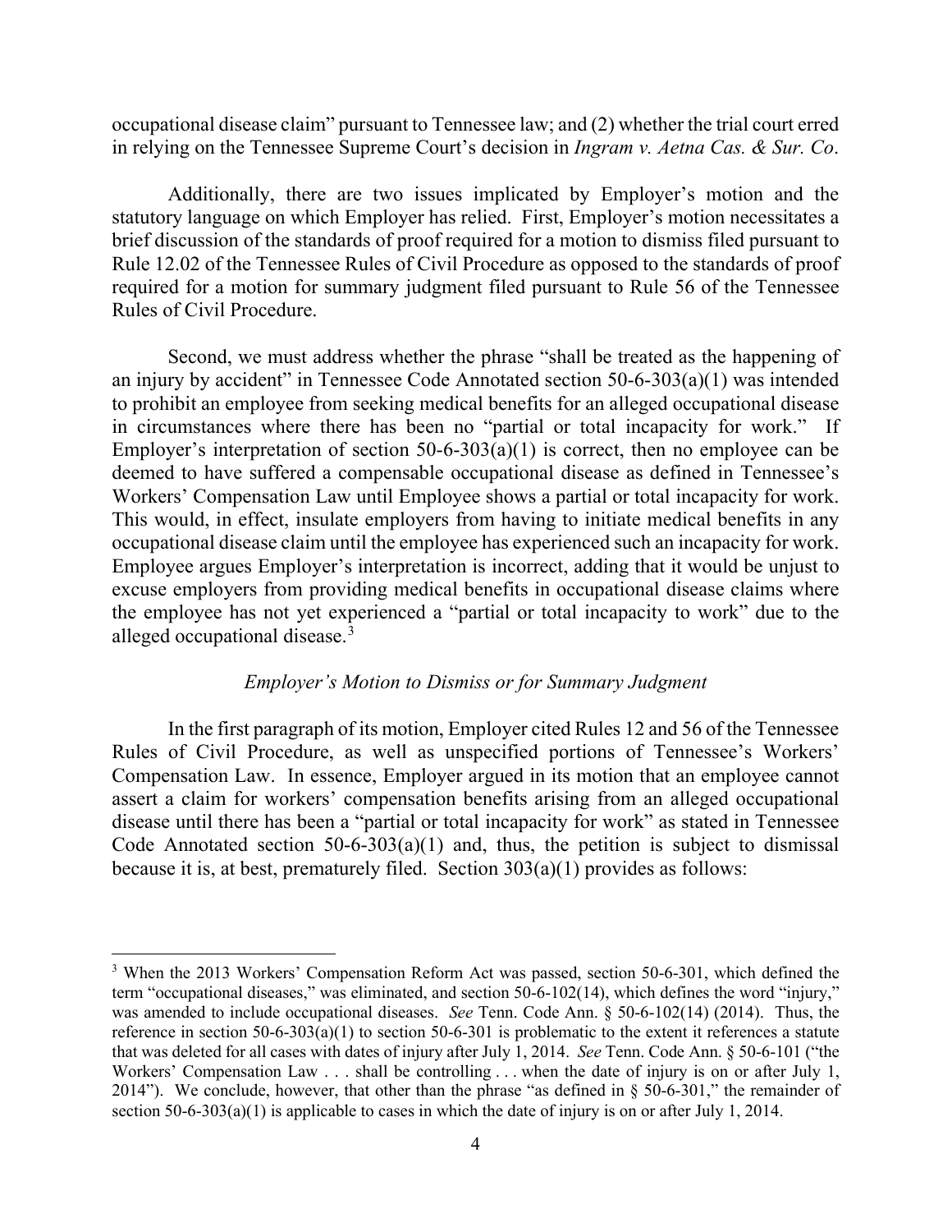occupational disease claim" pursuant to Tennessee law; and (2) whether the trial court erred in relying on the Tennessee Supreme Court's decision in *Ingram v. Aetna Cas. & Sur. Co*.

Additionally, there are two issues implicated by Employer's motion and the statutory language on which Employer has relied. First, Employer's motion necessitates a brief discussion of the standards of proof required for a motion to dismiss filed pursuant to Rule 12.02 of the Tennessee Rules of Civil Procedure as opposed to the standards of proof required for a motion for summary judgment filed pursuant to Rule 56 of the Tennessee Rules of Civil Procedure.

Second, we must address whether the phrase "shall be treated as the happening of an injury by accident" in Tennessee Code Annotated section 50-6-303(a)(1) was intended to prohibit an employee from seeking medical benefits for an alleged occupational disease in circumstances where there has been no "partial or total incapacity for work." If Employer's interpretation of section 50-6-303(a)(1) is correct, then no employee can be deemed to have suffered a compensable occupational disease as defined in Tennessee's Workers' Compensation Law until Employee shows a partial or total incapacity for work. This would, in effect, insulate employers from having to initiate medical benefits in any occupational disease claim until the employee has experienced such an incapacity for work. Employee argues Employer's interpretation is incorrect, adding that it would be unjust to excuse employers from providing medical benefits in occupational disease claims where the employee has not yet experienced a "partial or total incapacity to work" due to the alleged occupational disease.[3]

### *Employer's Motion to Dismiss or for Summary Judgment*

In the first paragraph of its motion, Employer cited Rules 12 and 56 of the Tennessee Rules of Civil Procedure, as well as unspecified portions of Tennessee's Workers' Compensation Law. In essence, Employer argued in its motion that an employee cannot assert a claim for workers' compensation benefits arising from an alleged occupational disease until there has been a "partial or total incapacity for work" as stated in Tennessee Code Annotated section 50-6-303(a)(1) and, thus, the petition is subject to dismissal because it is, at best, prematurely filed. Section 303(a)(1) provides as follows:

---

[3] When the 2013 Workers' Compensation Reform Act was passed, section 50-6-301, which defined the term "occupational diseases," was eliminated, and section 50-6-102(14), which defines the word "injury," was amended to include occupational diseases. *See* Tenn. Code Ann. § 50-6-102(14) (2014). Thus, the reference in section 50-6-303(a)(1) to section 50-6-301 is problematic to the extent it references a statute that was deleted for all cases with dates of injury after July 1, 2014. *See* Tenn. Code Ann. § 50-6-101 ("the Workers' Compensation Law . . . shall be controlling . . . when the date of injury is on or after July 1, 2014"). We conclude, however, that other than the phrase "as defined in § 50-6-301," the remainder of section 50-6-303(a)(1) is applicable to cases in which the date of injury is on or after July 1, 2014.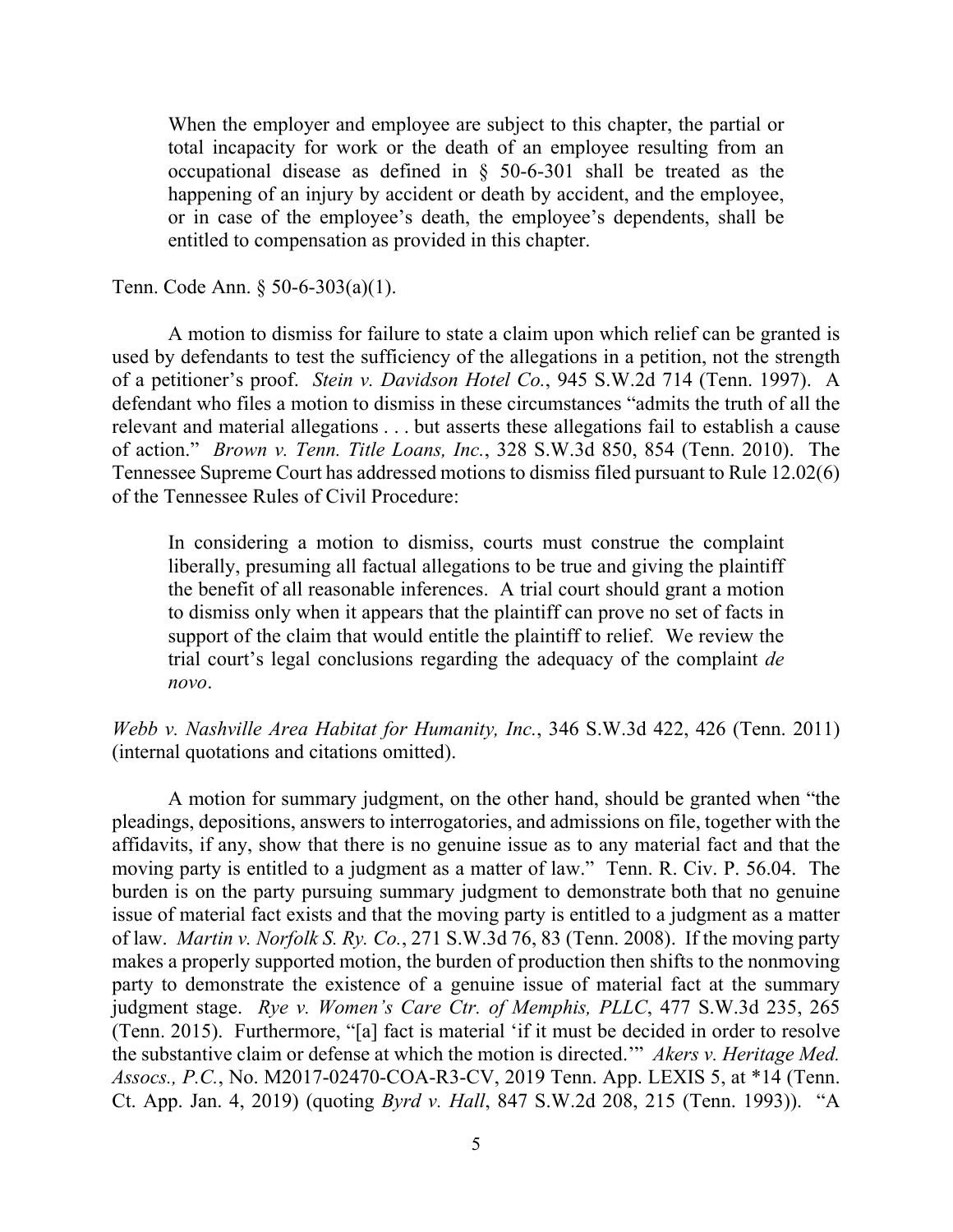> When the employer and employee are subject to this chapter, the partial or total incapacity for work or the death of an employee resulting from an occupational disease as defined in § 50-6-301 shall be treated as the happening of an injury by accident or death by accident, and the employee, or in case of the employee's death, the employee's dependents, shall be entitled to compensation as provided in this chapter.

Tenn. Code Ann. § 50-6-303(a)(1).

A motion to dismiss for failure to state a claim upon which relief can be granted is used by defendants to test the sufficiency of the allegations in a petition, not the strength of a petitioner's proof. *Stein v. Davidson Hotel Co.*, 945 S.W.2d 714 (Tenn. 1997). A defendant who files a motion to dismiss in these circumstances "admits the truth of all the relevant and material allegations . . . but asserts these allegations fail to establish a cause of action." *Brown v. Tenn. Title Loans, Inc.*, 328 S.W.3d 850, 854 (Tenn. 2010). The Tennessee Supreme Court has addressed motions to dismiss filed pursuant to Rule 12.02(6) of the Tennessee Rules of Civil Procedure:

> In considering a motion to dismiss, courts must construe the complaint liberally, presuming all factual allegations to be true and giving the plaintiff the benefit of all reasonable inferences. A trial court should grant a motion to dismiss only when it appears that the plaintiff can prove no set of facts in support of the claim that would entitle the plaintiff to relief. We review the trial court's legal conclusions regarding the adequacy of the complaint *de novo*.

*Webb v. Nashville Area Habitat for Humanity, Inc.*, 346 S.W.3d 422, 426 (Tenn. 2011) (internal quotations and citations omitted).

A motion for summary judgment, on the other hand, should be granted when "the pleadings, depositions, answers to interrogatories, and admissions on file, together with the affidavits, if any, show that there is no genuine issue as to any material fact and that the moving party is entitled to a judgment as a matter of law." Tenn. R. Civ. P. 56.04. The burden is on the party pursuing summary judgment to demonstrate both that no genuine issue of material fact exists and that the moving party is entitled to a judgment as a matter of law. *Martin v. Norfolk S. Ry. Co.*, 271 S.W.3d 76, 83 (Tenn. 2008). If the moving party makes a properly supported motion, the burden of production then shifts to the nonmoving party to demonstrate the existence of a genuine issue of material fact at the summary judgment stage. *Rye v. Women's Care Ctr. of Memphis, PLLC*, 477 S.W.3d 235, 265 (Tenn. 2015). Furthermore, "[a] fact is material 'if it must be decided in order to resolve the substantive claim or defense at which the motion is directed.'" *Akers v. Heritage Med. Assocs., P.C.*, No. M2017-02470-COA-R3-CV, 2019 Tenn. App. LEXIS 5, at *14 (Tenn. Ct. App. Jan. 4, 2019) (quoting *Byrd v. Hall*, 847 S.W.2d 208, 215 (Tenn. 1993)). "A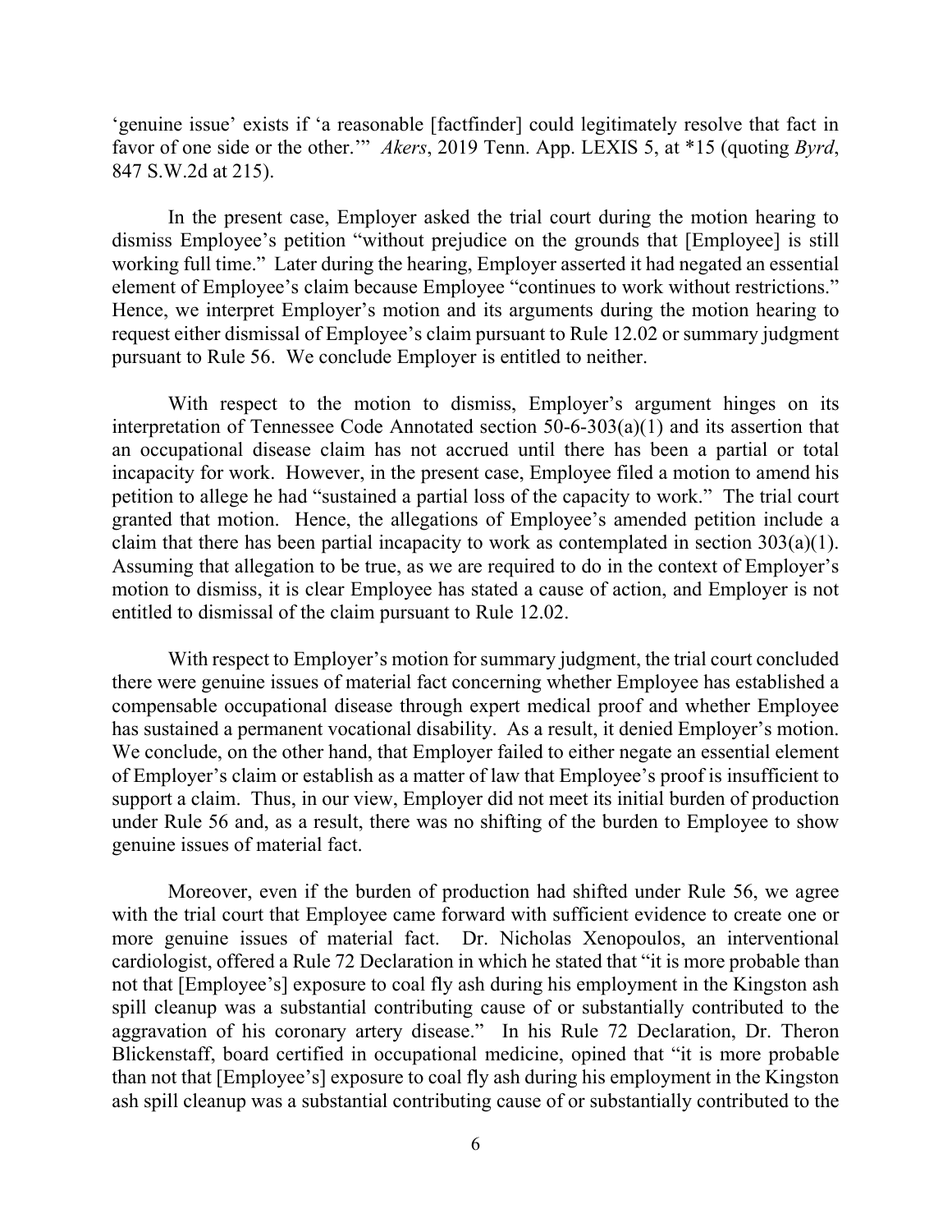'genuine issue' exists if 'a reasonable [factfinder] could legitimately resolve that fact in favor of one side or the other.'" *Akers*, 2019 Tenn. App. LEXIS 5, at *15 (quoting *Byrd*, 847 S.W.2d at 215).

In the present case, Employer asked the trial court during the motion hearing to dismiss Employee's petition "without prejudice on the grounds that [Employee] is still working full time." Later during the hearing, Employer asserted it had negated an essential element of Employee's claim because Employee "continues to work without restrictions." Hence, we interpret Employer's motion and its arguments during the motion hearing to request either dismissal of Employee's claim pursuant to Rule 12.02 or summary judgment pursuant to Rule 56. We conclude Employer is entitled to neither.

With respect to the motion to dismiss, Employer's argument hinges on its interpretation of Tennessee Code Annotated section 50-6-303(a)(1) and its assertion that an occupational disease claim has not accrued until there has been a partial or total incapacity for work. However, in the present case, Employee filed a motion to amend his petition to allege he had "sustained a partial loss of the capacity to work." The trial court granted that motion. Hence, the allegations of Employee's amended petition include a claim that there has been partial incapacity to work as contemplated in section 303(a)(1). Assuming that allegation to be true, as we are required to do in the context of Employer's motion to dismiss, it is clear Employee has stated a cause of action, and Employer is not entitled to dismissal of the claim pursuant to Rule 12.02.

With respect to Employer's motion for summary judgment, the trial court concluded there were genuine issues of material fact concerning whether Employee has established a compensable occupational disease through expert medical proof and whether Employee has sustained a permanent vocational disability. As a result, it denied Employer's motion. We conclude, on the other hand, that Employer failed to either negate an essential element of Employer's claim or establish as a matter of law that Employee's proof is insufficient to support a claim. Thus, in our view, Employer did not meet its initial burden of production under Rule 56 and, as a result, there was no shifting of the burden to Employee to show genuine issues of material fact.

Moreover, even if the burden of production had shifted under Rule 56, we agree with the trial court that Employee came forward with sufficient evidence to create one or more genuine issues of material fact. Dr. Nicholas Xenopoulos, an interventional cardiologist, offered a Rule 72 Declaration in which he stated that "it is more probable than not that [Employee's] exposure to coal fly ash during his employment in the Kingston ash spill cleanup was a substantial contributing cause of or substantially contributed to the aggravation of his coronary artery disease." In his Rule 72 Declaration, Dr. Theron Blickenstaff, board certified in occupational medicine, opined that "it is more probable than not that [Employee's] exposure to coal fly ash during his employment in the Kingston ash spill cleanup was a substantial contributing cause of or substantially contributed to the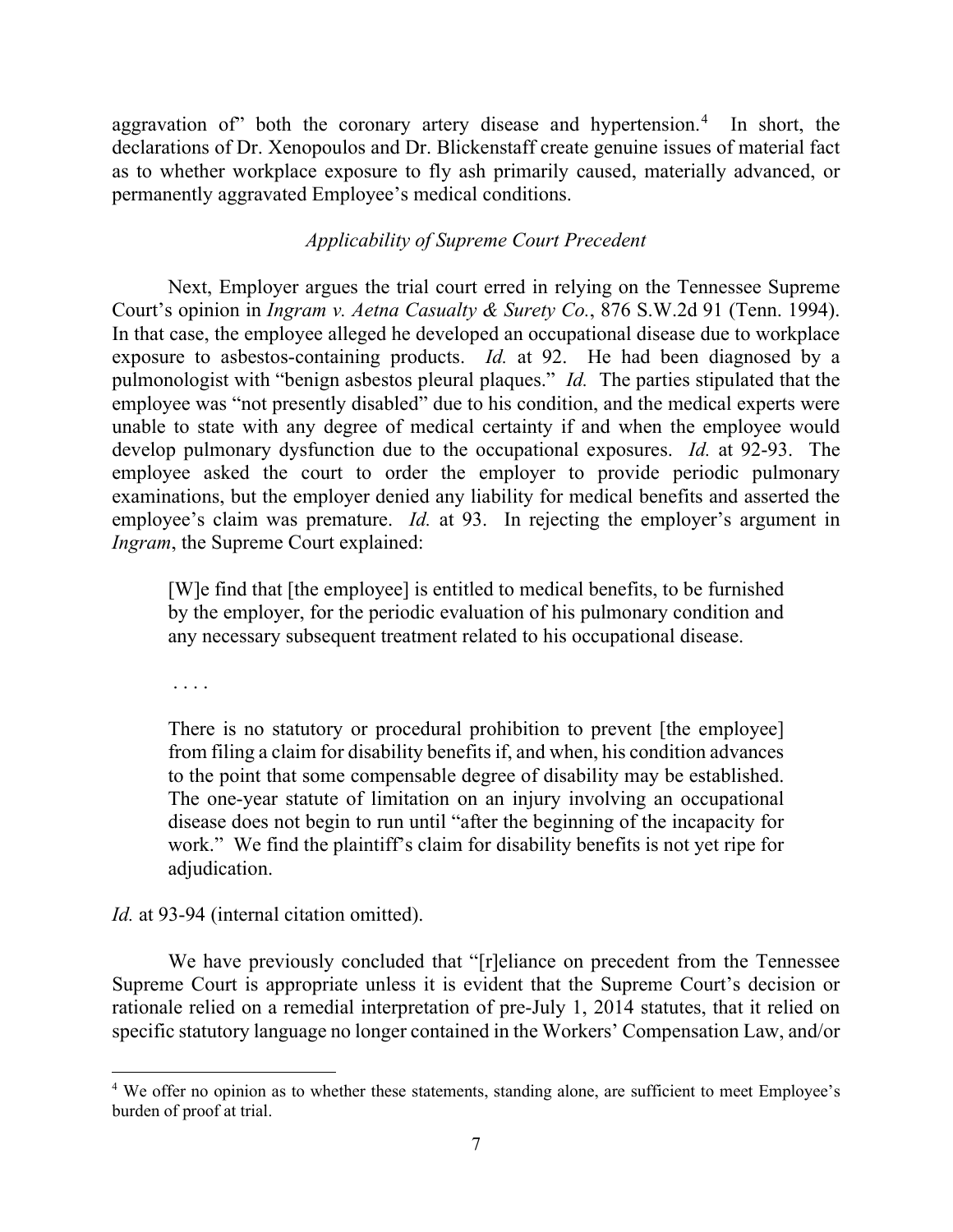aggravation of" both the coronary artery disease and hypertension.[4] In short, the declarations of Dr. Xenopoulos and Dr. Blickenstaff create genuine issues of material fact as to whether workplace exposure to fly ash primarily caused, materially advanced, or permanently aggravated Employee's medical conditions.

*Applicability of Supreme Court Precedent*

Next, Employer argues the trial court erred in relying on the Tennessee Supreme Court's opinion in *Ingram v. Aetna Casualty & Surety Co.*, 876 S.W.2d 91 (Tenn. 1994). In that case, the employee alleged he developed an occupational disease due to workplace exposure to asbestos-containing products. *Id.* at 92. He had been diagnosed by a pulmonologist with "benign asbestos pleural plaques." *Id.* The parties stipulated that the employee was "not presently disabled" due to his condition, and the medical experts were unable to state with any degree of medical certainty if and when the employee would develop pulmonary dysfunction due to the occupational exposures. *Id.* at 92-93. The employee asked the court to order the employer to provide periodic pulmonary examinations, but the employer denied any liability for medical benefits and asserted the employee's claim was premature. *Id.* at 93. In rejecting the employer's argument in *Ingram*, the Supreme Court explained:

> [W]e find that [the employee] is entitled to medical benefits, to be furnished by the employer, for the periodic evaluation of his pulmonary condition and any necessary subsequent treatment related to his occupational disease.
>
> . . . .
>
> There is no statutory or procedural prohibition to prevent [the employee] from filing a claim for disability benefits if, and when, his condition advances to the point that some compensable degree of disability may be established. The one-year statute of limitation on an injury involving an occupational disease does not begin to run until "after the beginning of the incapacity for work." We find the plaintiff's claim for disability benefits is not yet ripe for adjudication.

*Id.* at 93-94 (internal citation omitted).

We have previously concluded that "[r]eliance on precedent from the Tennessee Supreme Court is appropriate unless it is evident that the Supreme Court's decision or rationale relied on a remedial interpretation of pre-July 1, 2014 statutes, that it relied on specific statutory language no longer contained in the Workers' Compensation Law, and/or

---

[4] We offer no opinion as to whether these statements, standing alone, are sufficient to meet Employee's burden of proof at trial.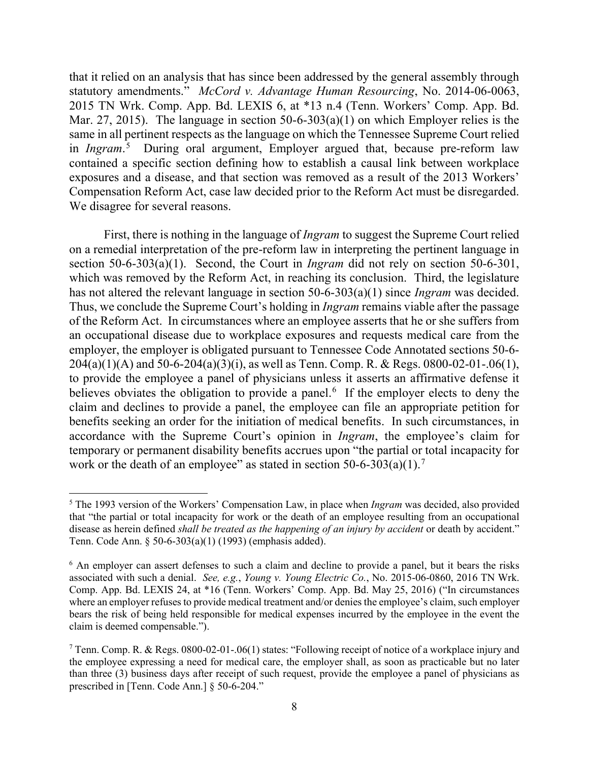that it relied on an analysis that has since been addressed by the general assembly through statutory amendments." *McCord v. Advantage Human Resourcing*, No. 2014-06-0063, 2015 TN Wrk. Comp. App. Bd. LEXIS 6, at *13 n.4 (Tenn. Workers' Comp. App. Bd. Mar. 27, 2015). The language in section 50-6-303(a)(1) on which Employer relies is the same in all pertinent respects as the language on which the Tennessee Supreme Court relied in *Ingram*.[5] During oral argument, Employer argued that, because pre-reform law contained a specific section defining how to establish a causal link between workplace exposures and a disease, and that section was removed as a result of the 2013 Workers' Compensation Reform Act, case law decided prior to the Reform Act must be disregarded. We disagree for several reasons.

First, there is nothing in the language of *Ingram* to suggest the Supreme Court relied on a remedial interpretation of the pre-reform law in interpreting the pertinent language in section 50-6-303(a)(1). Second, the Court in *Ingram* did not rely on section 50-6-301, which was removed by the Reform Act, in reaching its conclusion. Third, the legislature has not altered the relevant language in section 50-6-303(a)(1) since *Ingram* was decided. Thus, we conclude the Supreme Court's holding in *Ingram* remains viable after the passage of the Reform Act. In circumstances where an employee asserts that he or she suffers from an occupational disease due to workplace exposures and requests medical care from the employer, the employer is obligated pursuant to Tennessee Code Annotated sections 50-6-204(a)(1)(A) and 50-6-204(a)(3)(i), as well as Tenn. Comp. R. & Regs. 0800-02-01-.06(1), to provide the employee a panel of physicians unless it asserts an affirmative defense it believes obviates the obligation to provide a panel.[6] If the employer elects to deny the claim and declines to provide a panel, the employee can file an appropriate petition for benefits seeking an order for the initiation of medical benefits. In such circumstances, in accordance with the Supreme Court's opinion in *Ingram*, the employee's claim for temporary or permanent disability benefits accrues upon "the partial or total incapacity for work or the death of an employee" as stated in section 50-6-303(a)(1).[7]

---

[5] The 1993 version of the Workers' Compensation Law, in place when *Ingram* was decided, also provided that "the partial or total incapacity for work or the death of an employee resulting from an occupational disease as herein defined *shall be treated as the happening of an injury by accident* or death by accident." Tenn. Code Ann. § 50-6-303(a)(1) (1993) (emphasis added).

[6] An employer can assert defenses to such a claim and decline to provide a panel, but it bears the risks associated with such a denial. *See, e.g.*, *Young v. Young Electric Co.*, No. 2015-06-0860, 2016 TN Wrk. Comp. App. Bd. LEXIS 24, at *16 (Tenn. Workers' Comp. App. Bd. May 25, 2016) ("In circumstances where an employer refuses to provide medical treatment and/or denies the employee's claim, such employer bears the risk of being held responsible for medical expenses incurred by the employee in the event the claim is deemed compensable.").

[7] Tenn. Comp. R. & Regs. 0800-02-01-.06(1) states: "Following receipt of notice of a workplace injury and the employee expressing a need for medical care, the employer shall, as soon as practicable but no later than three (3) business days after receipt of such request, provide the employee a panel of physicians as prescribed in [Tenn. Code Ann.] § 50-6-204."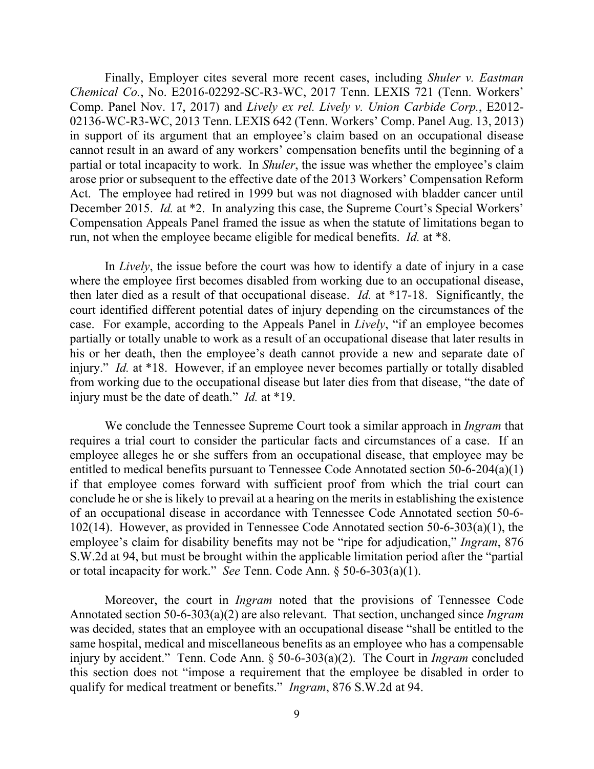Finally, Employer cites several more recent cases, including *Shuler v. Eastman Chemical Co.*, No. E2016-02292-SC-R3-WC, 2017 Tenn. LEXIS 721 (Tenn. Workers' Comp. Panel Nov. 17, 2017) and *Lively ex rel. Lively v. Union Carbide Corp.*, E2012-02136-WC-R3-WC, 2013 Tenn. LEXIS 642 (Tenn. Workers' Comp. Panel Aug. 13, 2013) in support of its argument that an employee's claim based on an occupational disease cannot result in an award of any workers' compensation benefits until the beginning of a partial or total incapacity to work. In *Shuler*, the issue was whether the employee's claim arose prior or subsequent to the effective date of the 2013 Workers' Compensation Reform Act. The employee had retired in 1999 but was not diagnosed with bladder cancer until December 2015. *Id.* at *2. In analyzing this case, the Supreme Court's Special Workers' Compensation Appeals Panel framed the issue as when the statute of limitations began to run, not when the employee became eligible for medical benefits. *Id.* at *8.

In *Lively*, the issue before the court was how to identify a date of injury in a case where the employee first becomes disabled from working due to an occupational disease, then later died as a result of that occupational disease. *Id.* at *17-18. Significantly, the court identified different potential dates of injury depending on the circumstances of the case. For example, according to the Appeals Panel in *Lively*, "if an employee becomes partially or totally unable to work as a result of an occupational disease that later results in his or her death, then the employee's death cannot provide a new and separate date of injury." *Id.* at *18. However, if an employee never becomes partially or totally disabled from working due to the occupational disease but later dies from that disease, "the date of injury must be the date of death." *Id.* at *19.

We conclude the Tennessee Supreme Court took a similar approach in *Ingram* that requires a trial court to consider the particular facts and circumstances of a case. If an employee alleges he or she suffers from an occupational disease, that employee may be entitled to medical benefits pursuant to Tennessee Code Annotated section 50-6-204(a)(1) if that employee comes forward with sufficient proof from which the trial court can conclude he or she is likely to prevail at a hearing on the merits in establishing the existence of an occupational disease in accordance with Tennessee Code Annotated section 50-6-102(14). However, as provided in Tennessee Code Annotated section 50-6-303(a)(1), the employee's claim for disability benefits may not be "ripe for adjudication," *Ingram*, 876 S.W.2d at 94, but must be brought within the applicable limitation period after the "partial or total incapacity for work." *See* Tenn. Code Ann. § 50-6-303(a)(1).

Moreover, the court in *Ingram* noted that the provisions of Tennessee Code Annotated section 50-6-303(a)(2) are also relevant. That section, unchanged since *Ingram* was decided, states that an employee with an occupational disease "shall be entitled to the same hospital, medical and miscellaneous benefits as an employee who has a compensable injury by accident." Tenn. Code Ann. § 50-6-303(a)(2). The Court in *Ingram* concluded this section does not "impose a requirement that the employee be disabled in order to qualify for medical treatment or benefits." *Ingram*, 876 S.W.2d at 94.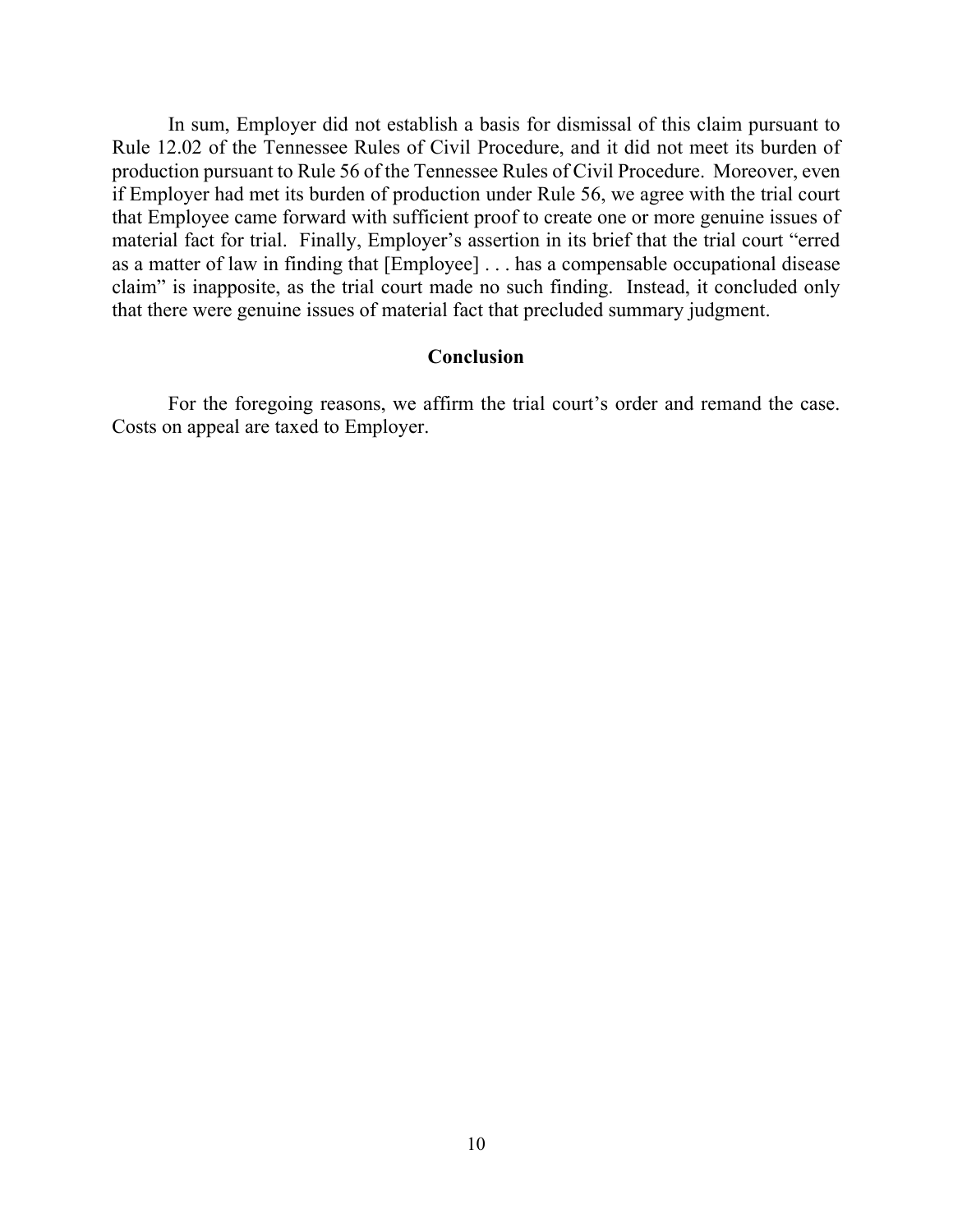In sum, Employer did not establish a basis for dismissal of this claim pursuant to Rule 12.02 of the Tennessee Rules of Civil Procedure, and it did not meet its burden of production pursuant to Rule 56 of the Tennessee Rules of Civil Procedure. Moreover, even if Employer had met its burden of production under Rule 56, we agree with the trial court that Employee came forward with sufficient proof to create one or more genuine issues of material fact for trial. Finally, Employer's assertion in its brief that the trial court "erred as a matter of law in finding that [Employee] . . . has a compensable occupational disease claim" is inapposite, as the trial court made no such finding. Instead, it concluded only that there were genuine issues of material fact that precluded summary judgment.

## Conclusion

For the foregoing reasons, we affirm the trial court's order and remand the case. Costs on appeal are taxed to Employer.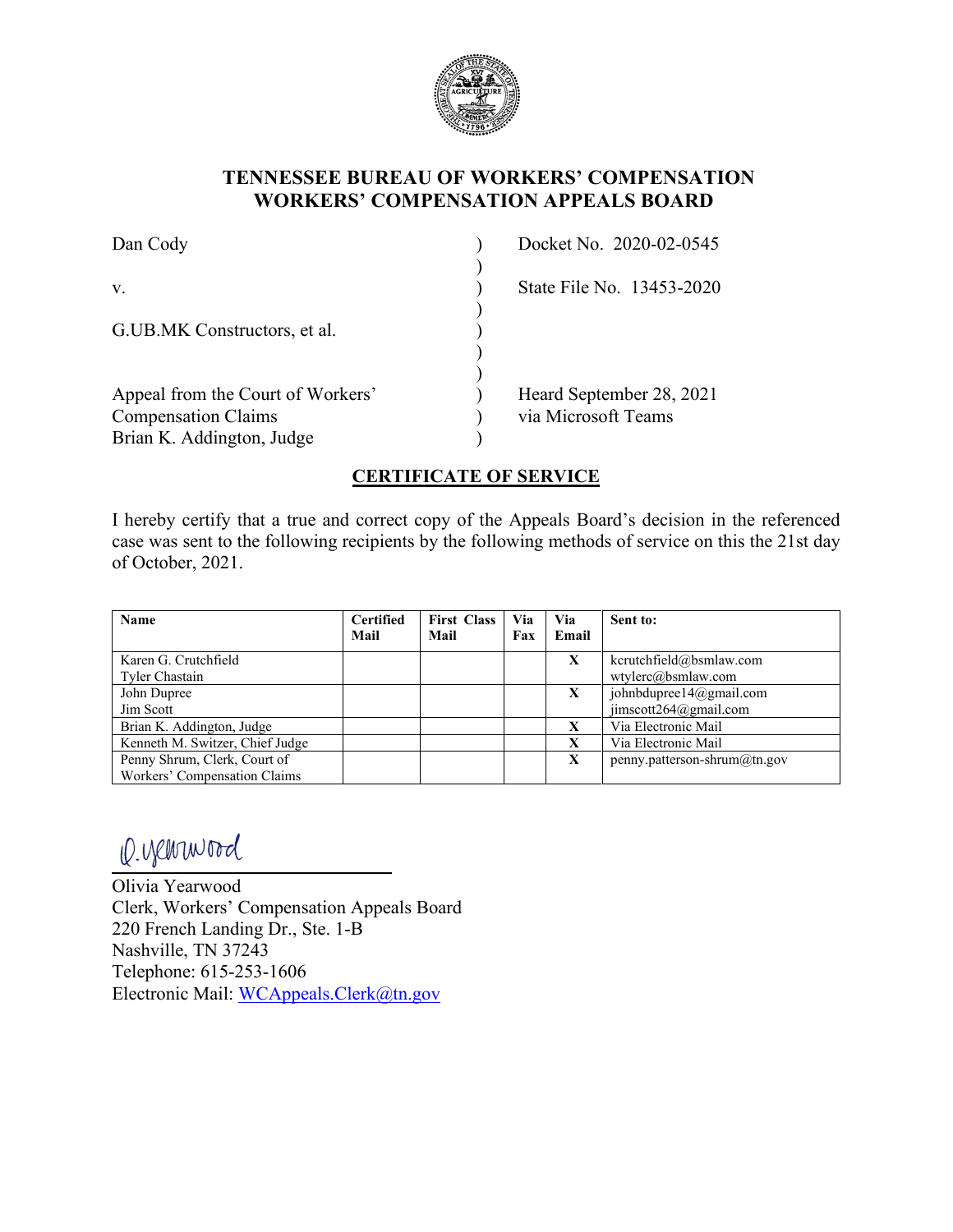# TENNESSEE BUREAU OF WORKERS' COMPENSATION
# WORKERS' COMPENSATION APPEALS BOARD

| | | |
|---|---|---|
| Dan Cody | ) | Docket No. 2020-02-0545 |
| | ) | |
| v. | ) | State File No. 13453-2020 |
| | ) | |
| G.UB.MK Constructors, et al. | ) | |
| | ) | |
| | ) | |
| Appeal from the Court of Workers' Compensation Claims | ) | Heard September 28, 2021 via Microsoft Teams |
| Brian K. Addington, Judge | ) | |

## CERTIFICATE OF SERVICE

I hereby certify that a true and correct copy of the Appeals Board's decision in the referenced case was sent to the following recipients by the following methods of service on this the 21st day of October, 2021.

| Name | Certified Mail | First Class Mail | Via Fax | Via Email | Sent to: |
|---|---|---|---|---|---|
| Karen G. Crutchfield<br>Tyler Chastain | | | | X | kcrutchfield@bsmlaw.com<br>wtylerc@bsmlaw.com |
| John Dupree<br>Jim Scott | | | | X | johnbdupree14@gmail.com<br>jimscott264@gmail.com |
| Brian K. Addington, Judge | | | | X | Via Electronic Mail |
| Kenneth M. Switzer, Chief Judge | | | | X | Via Electronic Mail |
| Penny Shrum, Clerk, Court of Workers' Compensation Claims | | | | X | penny.patterson-shrum@tn.gov |

O. Yearwood

Olivia Yearwood
Clerk, Workers' Compensation Appeals Board
220 French Landing Dr., Ste. 1-B
Nashville, TN 37243
Telephone: 615-253-1606
Electronic Mail: WCAppeals.Clerk@tn.gov